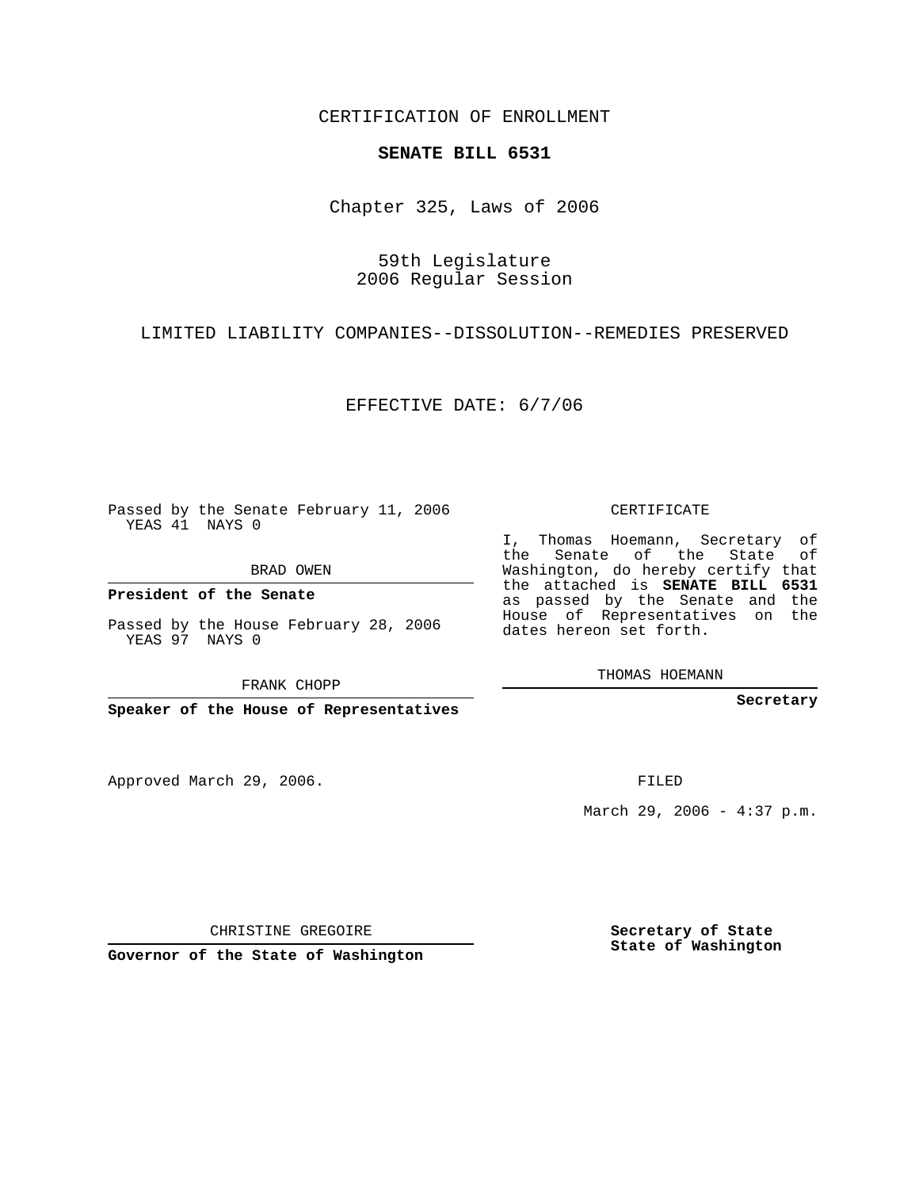CERTIFICATION OF ENROLLMENT

**SENATE BILL 6531**

Chapter 325, Laws of 2006

59th Legislature
2006 Regular Session

LIMITED LIABILITY COMPANIES--DISSOLUTION--REMEDIES PRESERVED

EFFECTIVE DATE: 6/7/06

Passed by the Senate February 11, 2006
YEAS 41 NAYS 0

BRAD OWEN

**President of the Senate**

Passed by the House February 28, 2006
YEAS 97 NAYS 0

FRANK CHOPP

**Speaker of the House of Representatives**

Approved March 29, 2006.

CHRISTINE GREGOIRE

**Governor of the State of Washington**

CERTIFICATE

I, Thomas Hoemann, Secretary of the Senate of the State of Washington, do hereby certify that the attached is **SENATE BILL 6531** as passed by the Senate and the House of Representatives on the dates hereon set forth.

THOMAS HOEMANN

**Secretary**

FILED

March 29, 2006 - 4:37 p.m.

**Secretary of State**
**State of Washington**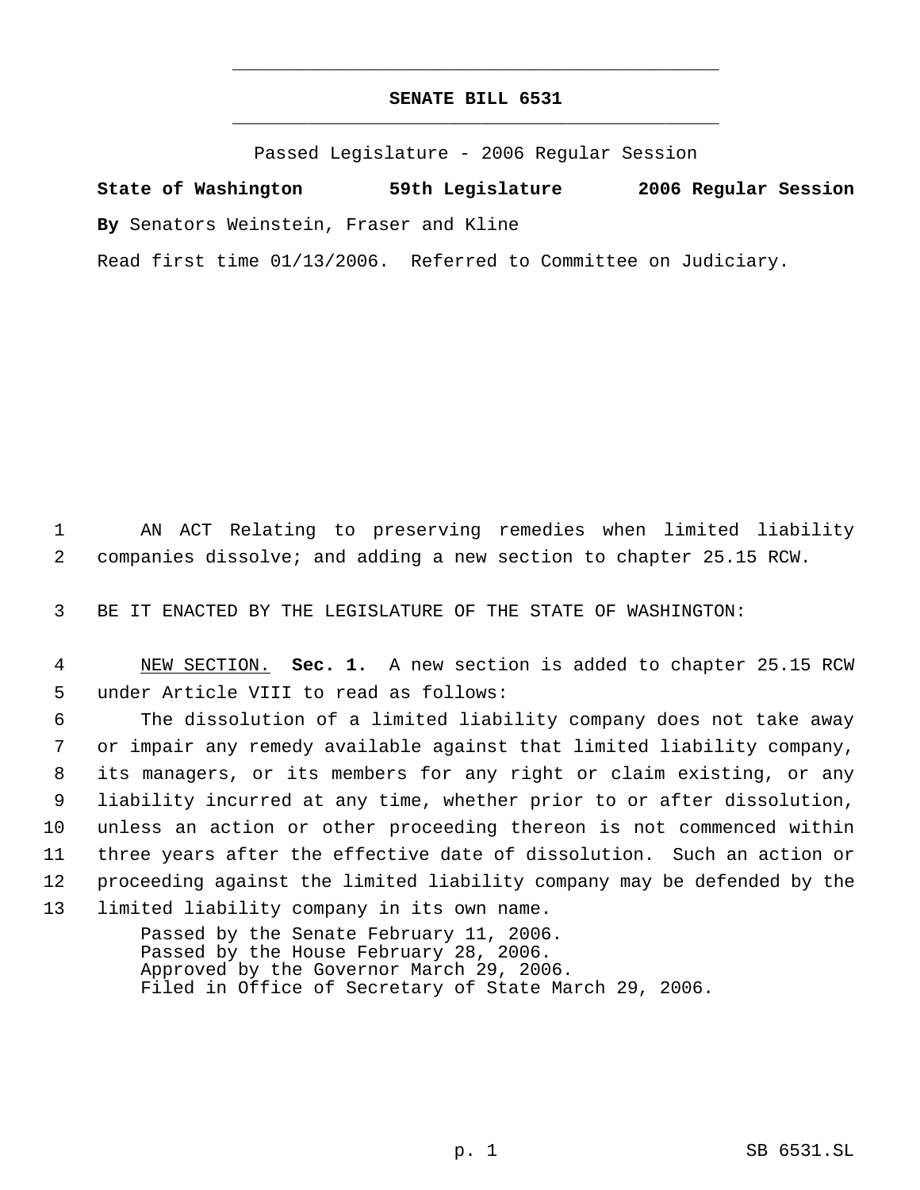# SENATE BILL 6531

Passed Legislature - 2006 Regular Session

**State of Washington 59th Legislature 2006 Regular Session**

**By** Senators Weinstein, Fraser and Kline

Read first time 01/13/2006. Referred to Committee on Judiciary.

AN ACT Relating to preserving remedies when limited liability companies dissolve; and adding a new section to chapter 25.15 RCW.

BE IT ENACTED BY THE LEGISLATURE OF THE STATE OF WASHINGTON:

NEW SECTION. **Sec. 1.** A new section is added to chapter 25.15 RCW under Article VIII to read as follows:

The dissolution of a limited liability company does not take away or impair any remedy available against that limited liability company, its managers, or its members for any right or claim existing, or any liability incurred at any time, whether prior to or after dissolution, unless an action or other proceeding thereon is not commenced within three years after the effective date of dissolution. Such an action or proceeding against the limited liability company may be defended by the limited liability company in its own name.

Passed by the Senate February 11, 2006.
Passed by the House February 28, 2006.
Approved by the Governor March 29, 2006.
Filed in Office of Secretary of State March 29, 2006.